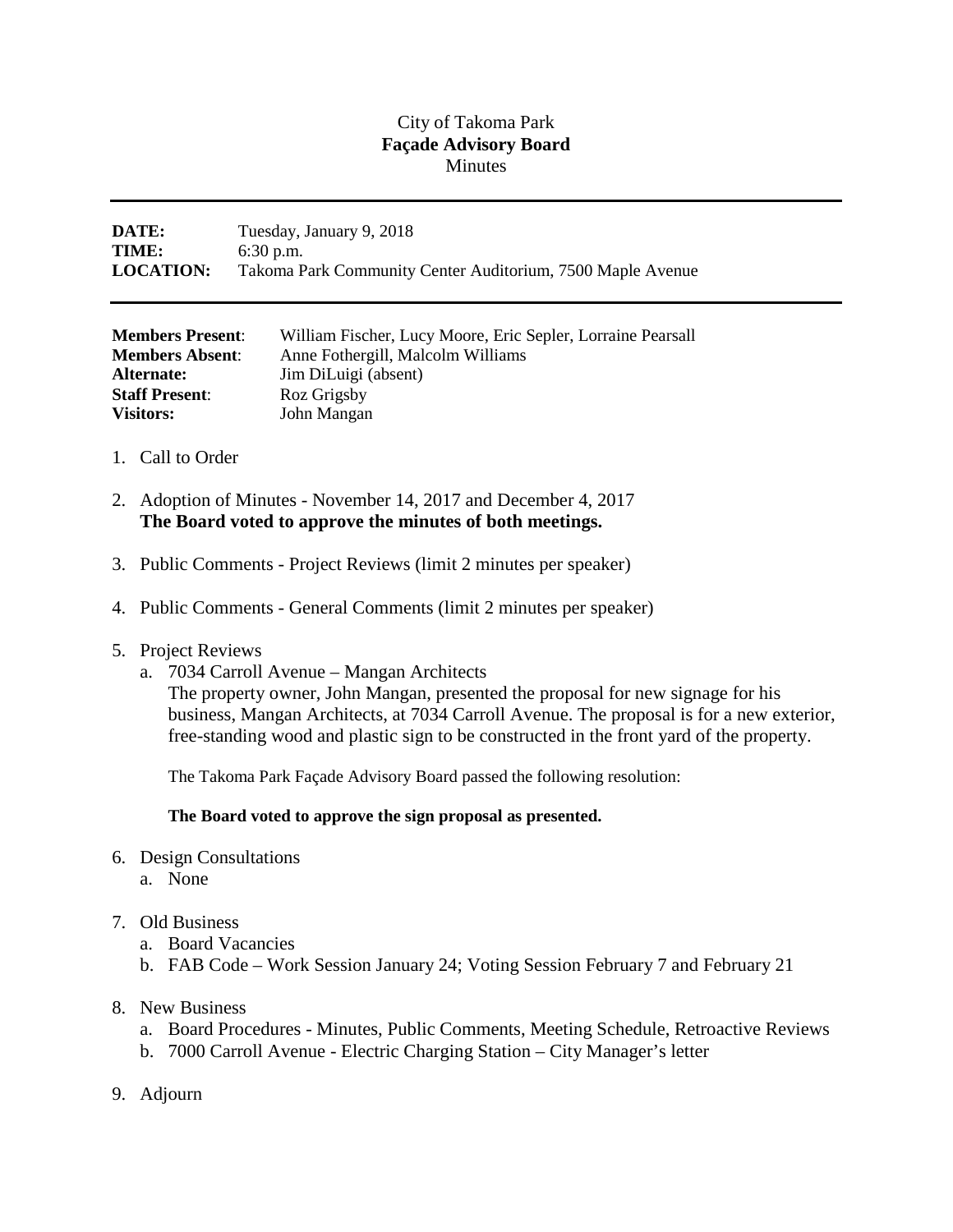City of Takoma Park

**Façade Advisory Board**

Minutes

---

**DATE:** Tuesday, January 9, 2018
**TIME:** 6:30 p.m.
**LOCATION:** Takoma Park Community Center Auditorium, 7500 Maple Avenue

---

**Members Present**: William Fischer, Lucy Moore, Eric Sepler, Lorraine Pearsall
**Members Absent**: Anne Fothergill, Malcolm Williams
**Alternate:** Jim DiLuigi (absent)
**Staff Present**: Roz Grigsby
**Visitors:** John Mangan

1. Call to Order

2. Adoption of Minutes - November 14, 2017 and December 4, 2017
   **The Board voted to approve the minutes of both meetings.**

3. Public Comments - Project Reviews (limit 2 minutes per speaker)

4. Public Comments - General Comments (limit 2 minutes per speaker)

5. Project Reviews
   a. 7034 Carroll Avenue – Mangan Architects
      The property owner, John Mangan, presented the proposal for new signage for his business, Mangan Architects, at 7034 Carroll Avenue. The proposal is for a new exterior, free-standing wood and plastic sign to be constructed in the front yard of the property.

      The Takoma Park Façade Advisory Board passed the following resolution:

      **The Board voted to approve the sign proposal as presented.**

6. Design Consultations
   a. None

7. Old Business
   a. Board Vacancies
   b. FAB Code – Work Session January 24; Voting Session February 7 and February 21

8. New Business
   a. Board Procedures - Minutes, Public Comments, Meeting Schedule, Retroactive Reviews
   b. 7000 Carroll Avenue - Electric Charging Station – City Manager's letter

9. Adjourn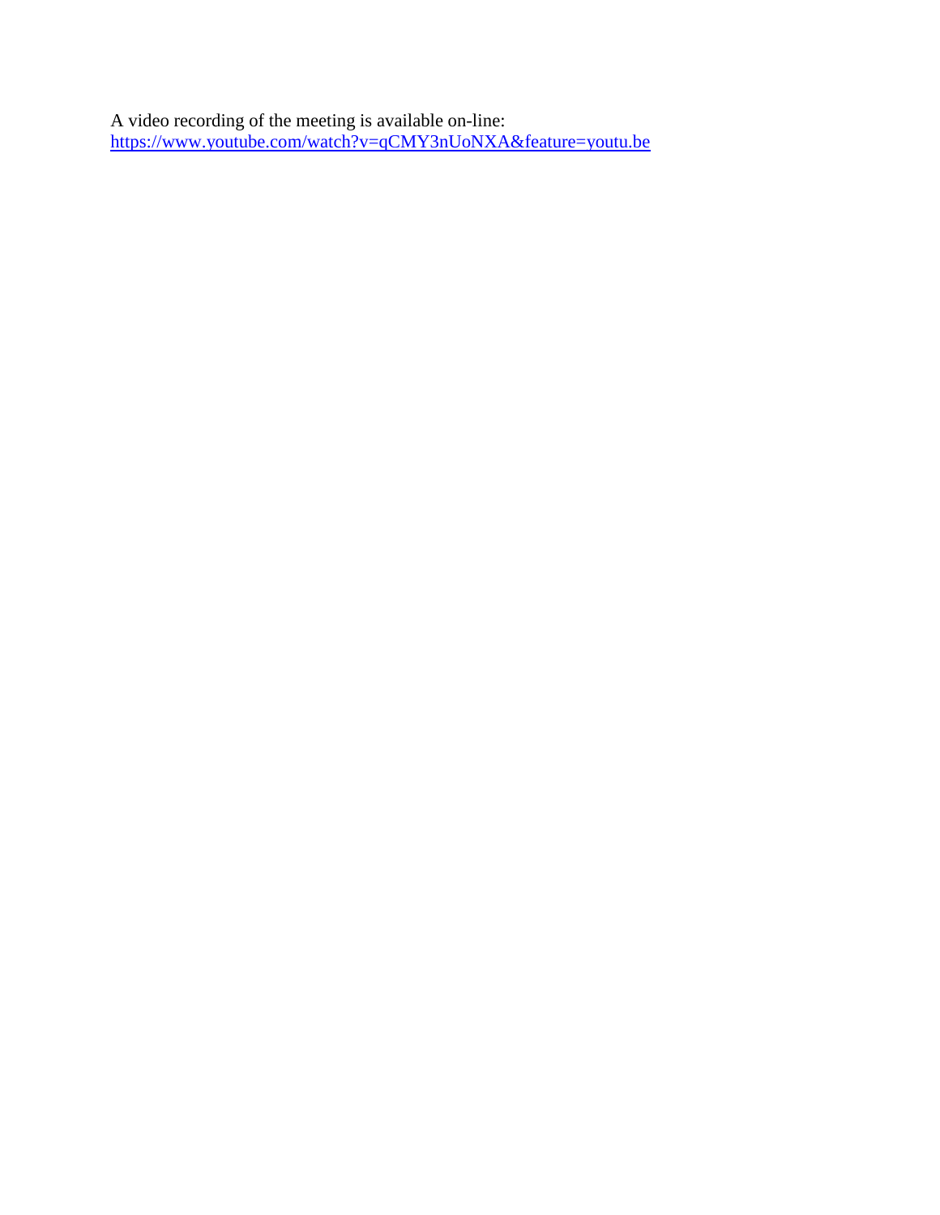A video recording of the meeting is available on-line:
https://www.youtube.com/watch?v=qCMY3nUoNXA&feature=youtu.be